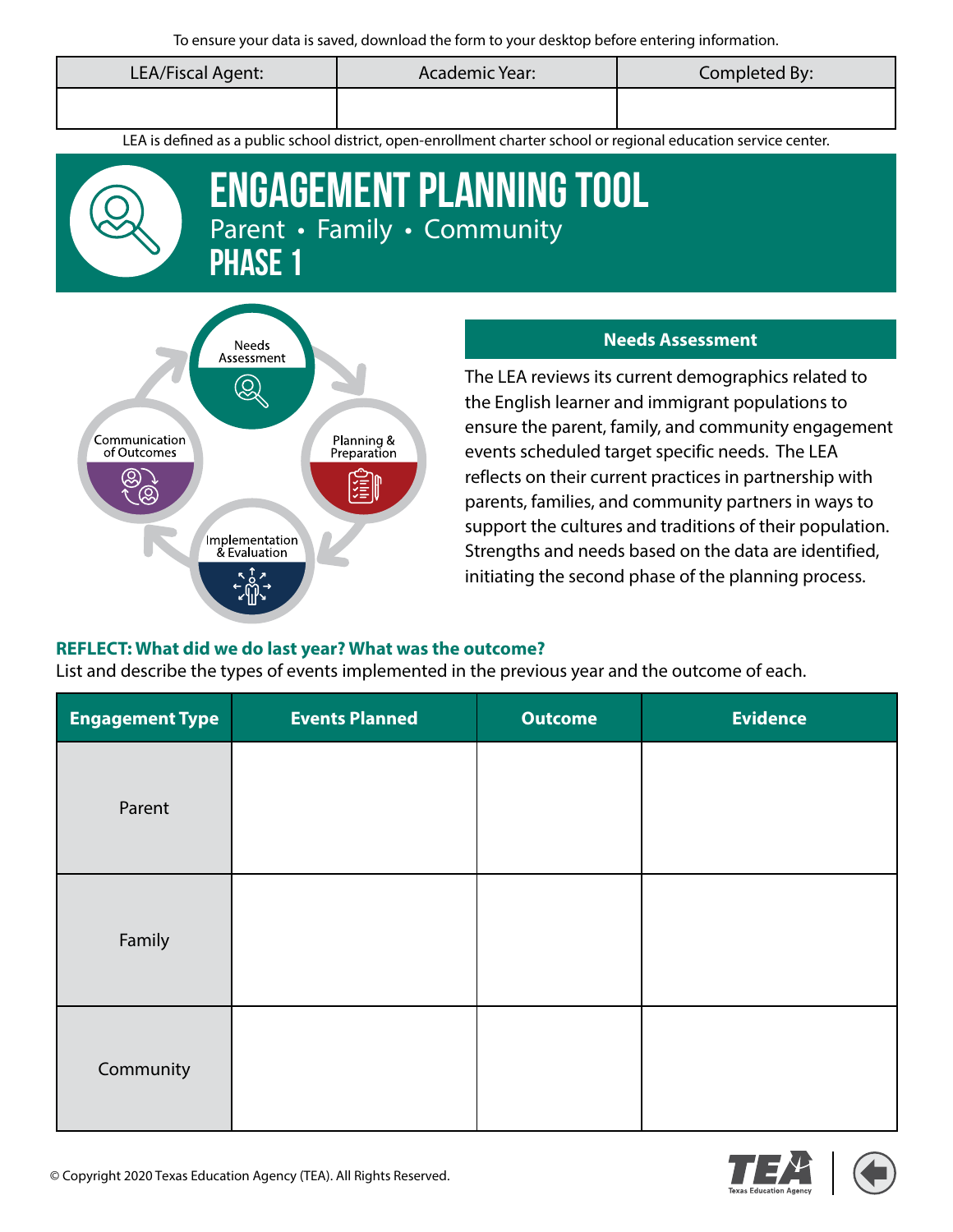To ensure your data is saved, download the form to your desktop before entering information.

| LEA/Fiscal Agent: | Academic Year: | Completed By: |
| --- | --- | --- |
| | | |

LEA is defined as a public school district, open-enrollment charter school or regional education service center.

# ENGAGEMENT PLANNING TOOL

Parent • Family • Community

## PHASE 1

Needs Assessment

Planning & Preparation

Implementation & Evaluation

Communication of Outcomes

### Needs Assessment

The LEA reviews its current demographics related to the English learner and immigrant populations to ensure the parent, family, and community engagement events scheduled target specific needs. The LEA reflects on their current practices in partnership with parents, families, and community partners in ways to support the cultures and traditions of their population. Strengths and needs based on the data are identified, initiating the second phase of the planning process.

**REFLECT: What did we do last year? What was the outcome?**

List and describe the types of events implemented in the previous year and the outcome of each.

| Engagement Type | Events Planned | Outcome | Evidence |
| --- | --- | --- | --- |
| Parent | | | |
| Family | | | |
| Community | | | |

© Copyright 2020 Texas Education Agency (TEA). All Rights Reserved.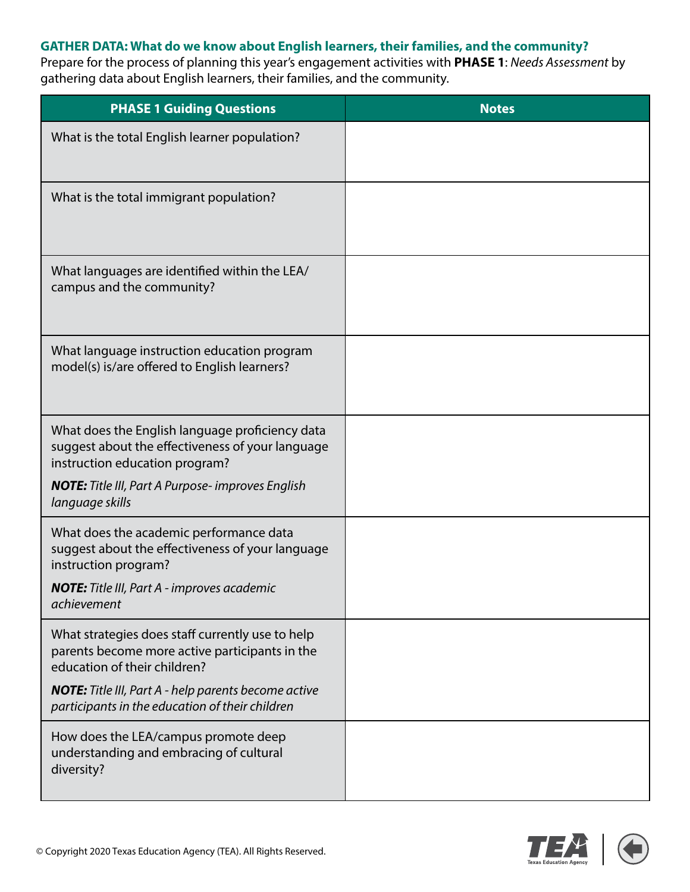**GATHER DATA: What do we know about English learners, their families, and the community?**

Prepare for the process of planning this year's engagement activities with **PHASE 1**: *Needs Assessment* by gathering data about English learners, their families, and the community.

| PHASE 1 Guiding Questions | Notes |
|---|---|
| What is the total English learner population? | |
| What is the total immigrant population? | |
| What languages are identified within the LEA/campus and the community? | |
| What language instruction education program model(s) is/are offered to English learners? | |
| What does the English language proficiency data suggest about the effectiveness of your language instruction education program?<br>***NOTE:*** *Title III, Part A Purpose- improves English language skills* | |
| What does the academic performance data suggest about the effectiveness of your language instruction program?<br>***NOTE:*** *Title III, Part A - improves academic achievement* | |
| What strategies does staff currently use to help parents become more active participants in the education of their children?<br>***NOTE:*** *Title III, Part A - help parents become active participants in the education of their children* | |
| How does the LEA/campus promote deep understanding and embracing of cultural diversity? | |

© Copyright 2020 Texas Education Agency (TEA). All Rights Reserved.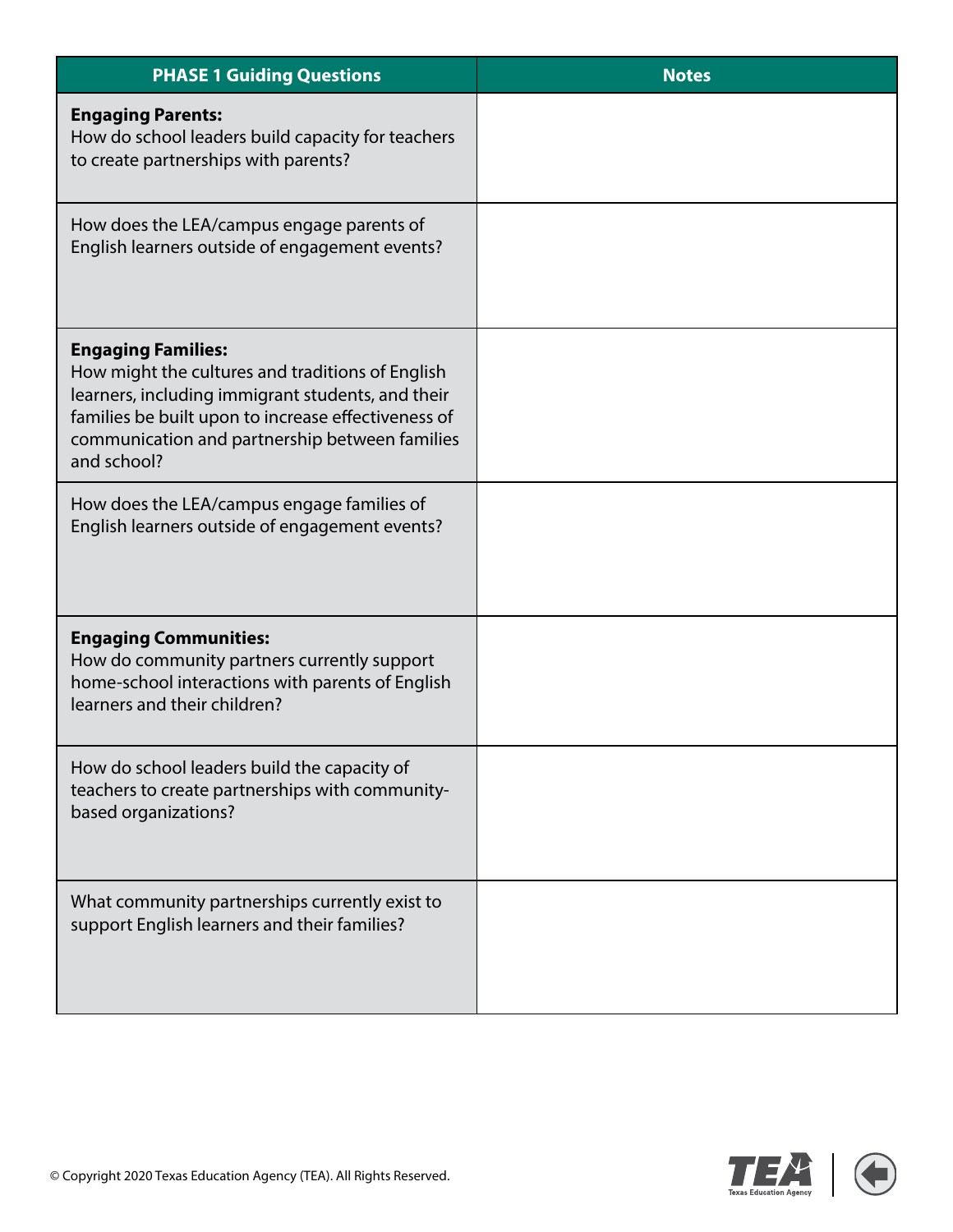| PHASE 1 Guiding Questions | Notes |
|---|---|
| **Engaging Parents:** How do school leaders build capacity for teachers to create partnerships with parents? | |
| How does the LEA/campus engage parents of English learners outside of engagement events? | |
| **Engaging Families:** How might the cultures and traditions of English learners, including immigrant students, and their families be built upon to increase effectiveness of communication and partnership between families and school? | |
| How does the LEA/campus engage families of English learners outside of engagement events? | |
| **Engaging Communities:** How do community partners currently support home-school interactions with parents of English learners and their children? | |
| How do school leaders build the capacity of teachers to create partnerships with community-based organizations? | |
| What community partnerships currently exist to support English learners and their families? | |

© Copyright 2020 Texas Education Agency (TEA). All Rights Reserved.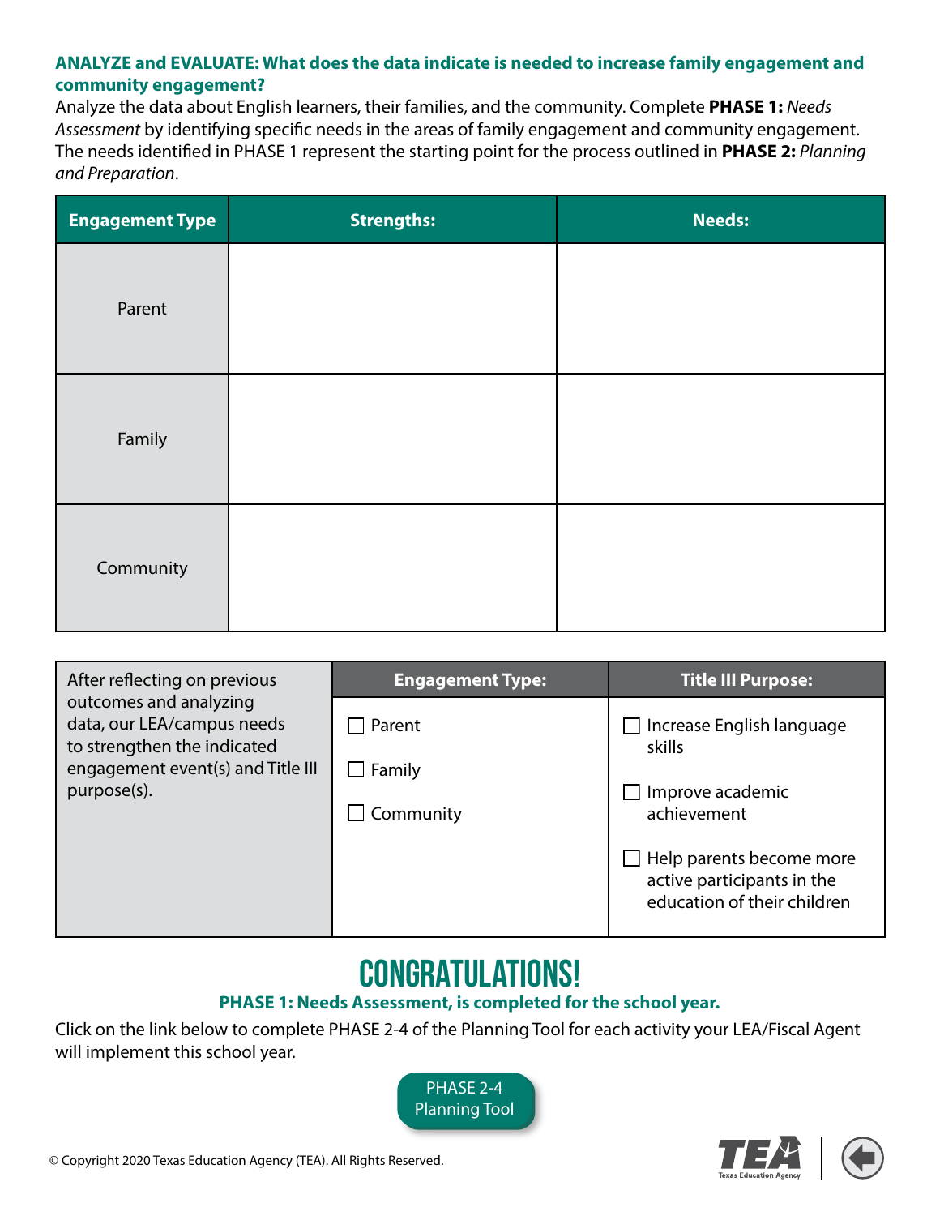**ANALYZE and EVALUATE: What does the data indicate is needed to increase family engagement and community engagement?**

Analyze the data about English learners, their families, and the community. Complete **PHASE 1:** *Needs Assessment* by identifying specific needs in the areas of family engagement and community engagement. The needs identified in PHASE 1 represent the starting point for the process outlined in **PHASE 2:** *Planning and Preparation*.

| Engagement Type | Strengths: | Needs: |
|---|---|---|
| Parent | | |
| Family | | |
| Community | | |

| After reflecting on previous outcomes and analyzing data, our LEA/campus needs to strengthen the indicated engagement event(s) and Title III purpose(s). | Engagement Type: | Title III Purpose: |
|---|---|---|
| | ☐ Parent<br>☐ Family<br>☐ Community | ☐ Increase English language skills<br>☐ Improve academic achievement<br>☐ Help parents become more active participants in the education of their children |

# CONGRATULATIONS!

**PHASE 1: Needs Assessment, is completed for the school year.**

Click on the link below to complete PHASE 2-4 of the Planning Tool for each activity your LEA/Fiscal Agent will implement this school year.

PHASE 2-4 Planning Tool

© Copyright 2020 Texas Education Agency (TEA). All Rights Reserved.